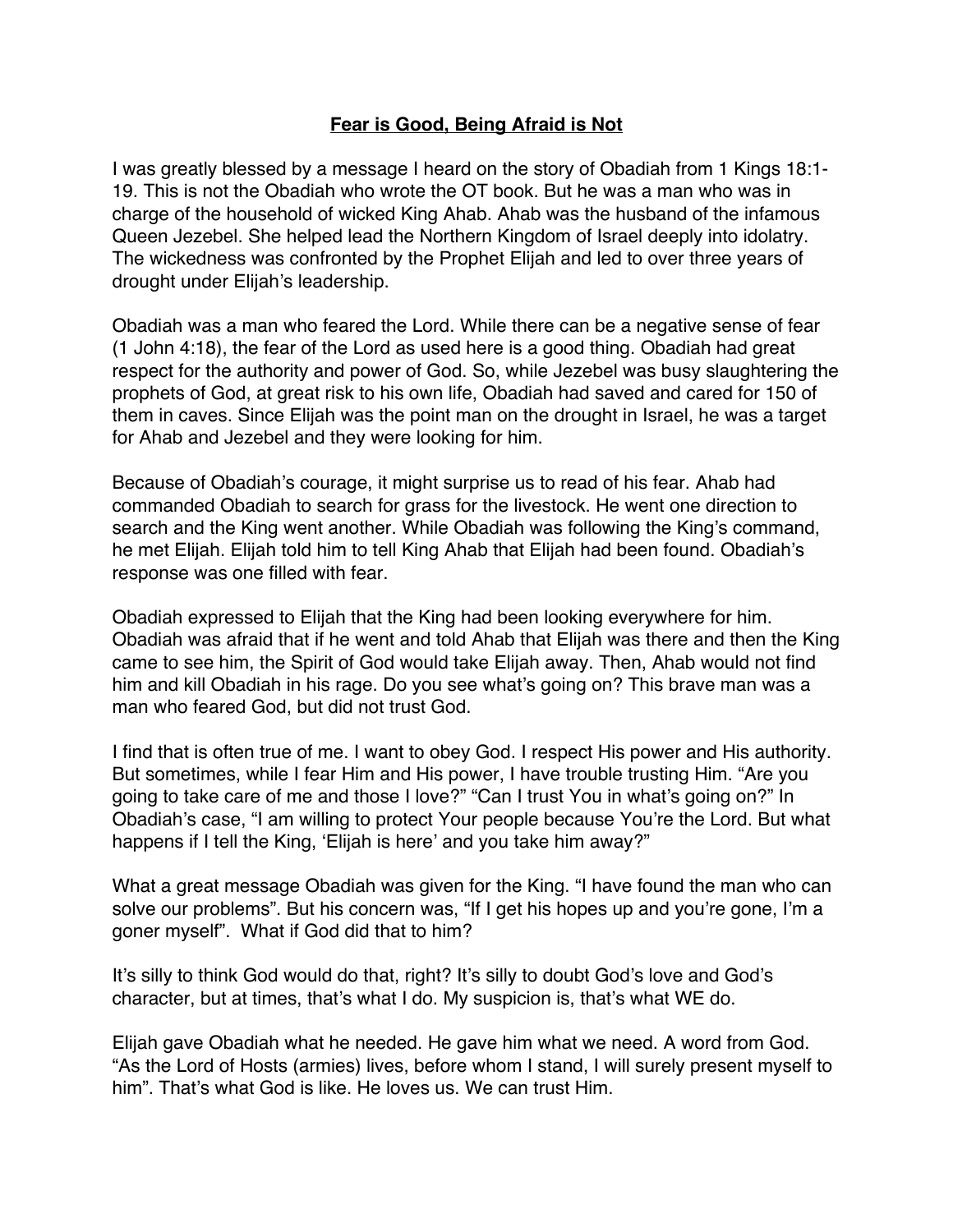# **Fear is Good, Being Afraid is Not**

I was greatly blessed by a message I heard on the story of Obadiah from 1 Kings 18:1-19. This is not the Obadiah who wrote the OT book. But he was a man who was in charge of the household of wicked King Ahab. Ahab was the husband of the infamous Queen Jezebel. She helped lead the Northern Kingdom of Israel deeply into idolatry. The wickedness was confronted by the Prophet Elijah and led to over three years of drought under Elijah's leadership.

Obadiah was a man who feared the Lord. While there can be a negative sense of fear (1 John 4:18), the fear of the Lord as used here is a good thing. Obadiah had great respect for the authority and power of God. So, while Jezebel was busy slaughtering the prophets of God, at great risk to his own life, Obadiah had saved and cared for 150 of them in caves. Since Elijah was the point man on the drought in Israel, he was a target for Ahab and Jezebel and they were looking for him.

Because of Obadiah's courage, it might surprise us to read of his fear. Ahab had commanded Obadiah to search for grass for the livestock. He went one direction to search and the King went another. While Obadiah was following the King's command, he met Elijah. Elijah told him to tell King Ahab that Elijah had been found. Obadiah's response was one filled with fear.

Obadiah expressed to Elijah that the King had been looking everywhere for him. Obadiah was afraid that if he went and told Ahab that Elijah was there and then the King came to see him, the Spirit of God would take Elijah away. Then, Ahab would not find him and kill Obadiah in his rage. Do you see what's going on? This brave man was a man who feared God, but did not trust God.

I find that is often true of me. I want to obey God. I respect His power and His authority. But sometimes, while I fear Him and His power, I have trouble trusting Him. "Are you going to take care of me and those I love?" "Can I trust You in what's going on?" In Obadiah's case, "I am willing to protect Your people because You're the Lord. But what happens if I tell the King, 'Elijah is here' and you take him away?"

What a great message Obadiah was given for the King. "I have found the man who can solve our problems". But his concern was, "If I get his hopes up and you're gone, I'm a goner myself". What if God did that to him?

It's silly to think God would do that, right? It's silly to doubt God's love and God's character, but at times, that's what I do. My suspicion is, that's what WE do.

Elijah gave Obadiah what he needed. He gave him what we need. A word from God. "As the Lord of Hosts (armies) lives, before whom I stand, I will surely present myself to him". That's what God is like. He loves us. We can trust Him.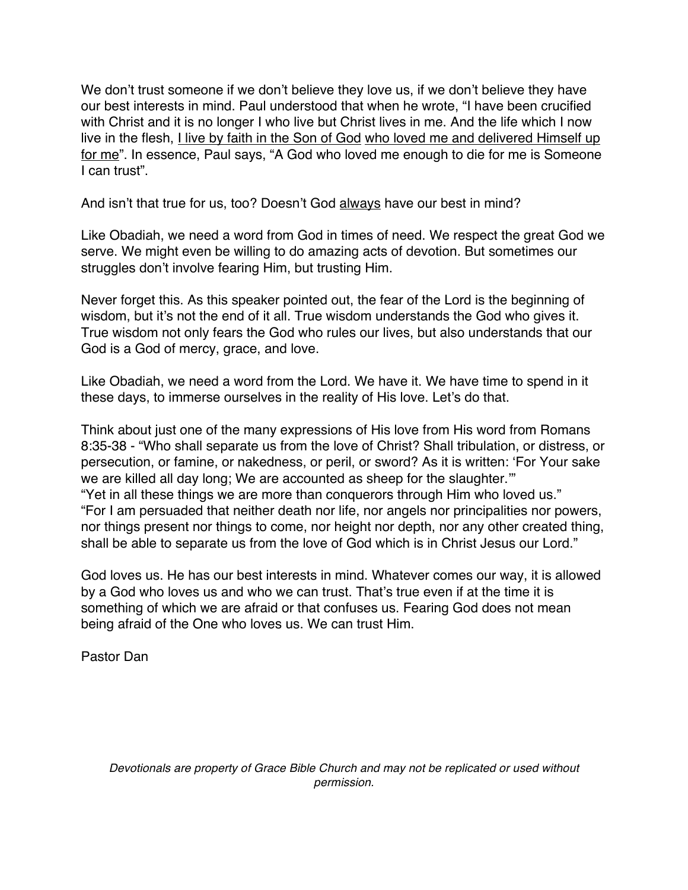We don't trust someone if we don't believe they love us, if we don't believe they have our best interests in mind. Paul understood that when he wrote, "I have been crucified with Christ and it is no longer I who live but Christ lives in me. And the life which I now live in the flesh, <u>I live by faith in the Son of God</u> <u>who loved me and delivered Himself up for me</u>". In essence, Paul says, "A God who loved me enough to die for me is Someone I can trust".

And isn't that true for us, too? Doesn't God <u>always</u> have our best in mind?

Like Obadiah, we need a word from God in times of need. We respect the great God we serve. We might even be willing to do amazing acts of devotion. But sometimes our struggles don't involve fearing Him, but trusting Him.

Never forget this. As this speaker pointed out, the fear of the Lord is the beginning of wisdom, but it's not the end of it all. True wisdom understands the God who gives it. True wisdom not only fears the God who rules our lives, but also understands that our God is a God of mercy, grace, and love.

Like Obadiah, we need a word from the Lord. We have it. We have time to spend in it these days, to immerse ourselves in the reality of His love. Let's do that.

Think about just one of the many expressions of His love from His word from Romans 8:35-38 - "Who shall separate us from the love of Christ? Shall tribulation, or distress, or persecution, or famine, or nakedness, or peril, or sword? As it is written: 'For Your sake we are killed all day long; We are accounted as sheep for the slaughter.'"
"Yet in all these things we are more than conquerors through Him who loved us."
"For I am persuaded that neither death nor life, nor angels nor principalities nor powers, nor things present nor things to come, nor height nor depth, nor any other created thing, shall be able to separate us from the love of God which is in Christ Jesus our Lord."

God loves us. He has our best interests in mind. Whatever comes our way, it is allowed by a God who loves us and who we can trust. That's true even if at the time it is something of which we are afraid or that confuses us. Fearing God does not mean being afraid of the One who loves us. We can trust Him.

Pastor Dan

*Devotionals are property of Grace Bible Church and may not be replicated or used without permission.*